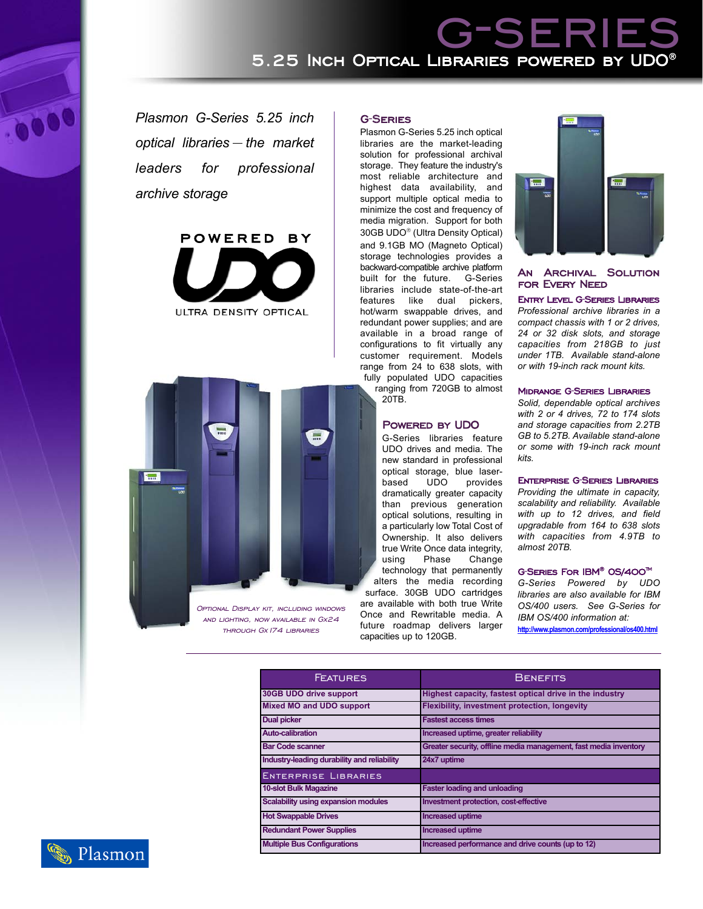# G-SERIES

## 5.25 Inch Optical Libraries powered by UDO®

*Plasmon G-Series 5.25 inch optical libraries — the market leaders for professional archive storage*

POWERED BY UDO ULTRA DENSITY OPTICAL

### G-Series

Plasmon G-Series 5.25 inch optical libraries are the market-leading solution for professional archival storage. They feature the industry's most reliable architecture and highest data availability, and support multiple optical media to minimize the cost and frequency of media migration. Support for both 30GB UDO® (Ultra Density Optical) and 9.1GB MO (Magneto Optical) storage technologies provides a backward-compatible archive platform built for the future. G-Series libraries include state-of-the-art features like dual pickers, hot/warm swappable drives, and redundant power supplies; and are available in a broad range of configurations to fit virtually any customer requirement. Models range from 24 to 638 slots, with fully populated UDO capacities ranging from 720GB to almost 20TB.

### Powered by UDO

G-Series libraries feature UDO drives and media. The new standard in professional optical storage, blue laser-based UDO provides dramatically greater capacity than previous generation optical solutions, resulting in a particularly low Total Cost of Ownership. It also delivers true Write Once data integrity, using Phase Change technology that permanently alters the media recording surface. 30GB UDO cartridges are available with both true Write Once and Rewritable media. A future roadmap delivers larger capacities up to 120GB.

Optional display kit, including windows and lighting, now available in Gx24 through Gx174 libraries

### An Archival Solution for Every Need

#### Entry Level G-Series Libraries

*Professional archive libraries in a compact chassis with 1 or 2 drives, 24 or 32 disk slots, and storage capacities from 218GB to just under 1TB. Available stand-alone or with 19-inch rack mount kits.*

#### Midrange G-Series Libraries

*Solid, dependable optical archives with 2 or 4 drives, 72 to 174 slots and storage capacities from 2.2TB GB to 5.2TB. Available stand-alone or some with 19-inch rack mount kits.*

#### Enterprise G-Series Libraries

*Providing the ultimate in capacity, scalability and reliability. Available with up to 12 drives, and field upgradable from 164 to 638 slots with capacities from 4.9TB to almost 20TB.*

#### G-Series For IBM® OS/400™

*G-Series Powered by UDO libraries are also available for IBM OS/400 users. See G-Series for IBM OS/400 information at:*

http://www.plasmon.com/professional/os400.html

| Features | Benefits |
|---|---|
| **30GB UDO drive support** | **Highest capacity, fastest optical drive in the industry** |
| **Mixed MO and UDO support** | **Flexibility, investment protection, longevity** |
| **Dual picker** | **Fastest access times** |
| **Auto-calibration** | **Increased uptime, greater reliability** |
| **Bar Code scanner** | **Greater security, offline media management, fast media inventory** |
| **Industry-leading durability and reliability** | **24x7 uptime** |
| Enterprise Libraries | |
| **10-slot Bulk Magazine** | **Faster loading and unloading** |
| **Scalability using expansion modules** | **Investment protection, cost-effective** |
| **Hot Swappable Drives** | **Increased uptime** |
| **Redundant Power Supplies** | **Increased uptime** |
| **Multiple Bus Configurations** | **Increased performance and drive counts (up to 12)** |

Plasmon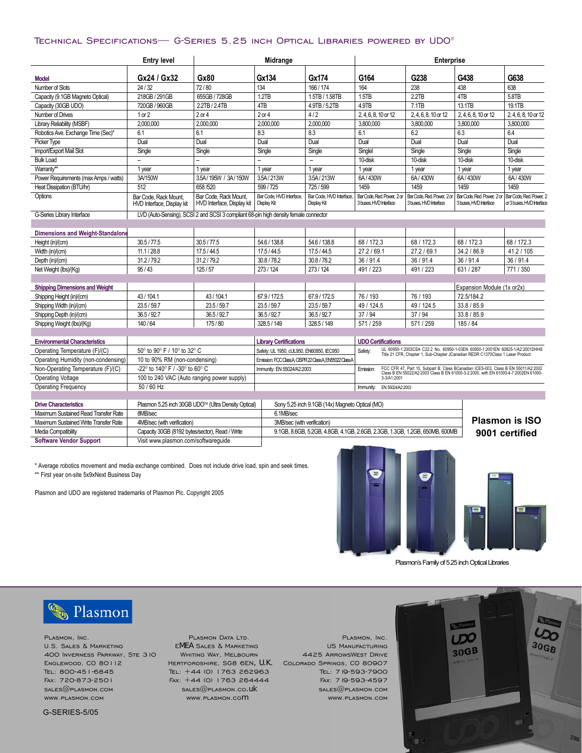## Technical Specifications— G-Series 5.25 inch Optical Libraries powered by UDO®

| | Entry level | Midrange | | Enterprise | | | |
|---|---|---|---|---|---|---|---|
| **Model** | **Gx24 / Gx32** | **Gx80** | **Gx134** | **Gx174** | **G164** | **G238** | **G438** | **G638** |
| Number of Slots | 24 / 32 | 72 / 80 | 134 | 166 / 174 | 164 | 238 | 438 | 638 |
| Capacity (9.1GB Magneto Optical) | 218GB / 291GB | 655GB / 728GB | 1.2TB | 1.5TB / 1.58TB | 1.5TB | 2.2TB | 4TB | 5.8TB |
| Capacity (30GB UDO) | 720GB / 960GB | 2.2TB / 2.4TB | 4TB | 4.9TB / 5.2TB | 4.9TB | 7.1TB | 13.1TB | 19.1TB |
| Number of Drives | 1 or 2 | 2 or 4 | 2 or 4 | 4 / 2 | 2, 4, 6, 8, 10 or 12 | 2, 4, 6, 8, 10 or 12 | 2, 4, 6, 8, 10 or 12 | 2, 4, 6, 8, 10 or 12 |
| Library Reliability (MSBF) | 2,000,000 | 2,000,000 | 2,000,000 | 2,000,000 | 3,800,000 | 3,800,000 | 3,800,000 | 3,800,000 |
| Robotics Ave. Exchange Time (Sec)* | 6.1 | 6.1 | 8.3 | 8.3 | 6.1 | 6.2 | 6.3 | 6.4 |
| Picker Type | Dual | Dual | Dual | Dual | Dual | Dual | Dual | Dual |
| Import/Export Mail Slot | Single | Single | Single | Single | Singlel | Single | Single | Single |
| Bulk Load | – | – | – | – | 10-disk | 10-disk | 10-disk | 10-disk |
| Warranty** | 1 year | 1 year | 1 year | 1 year | 1 year | 1 year | 1 year | 1 year |
| Power Requirements (max Amps / watts) | 3A/150W | 3.5A / 195W / 3A / 150W | 3.5A / 213W | 3.5A / 213W | 6A / 430W | 6A / 430W | 6A / 430W | 6A / 430W |
| Heat Dissipation (BTU/hr) | 512 | 658 /520 | 599 / 725 | 725 / 599 | 1459 | 1459 | 1459 | 1459 |
| Options | Bar Code, Rack Mount, HVD Interface, Display kit | Bar Code, Rack Mount, HVD Interface, Display kit | Bar Code, HVD Interface, Display Kit | Bar Code, HVD Interface, Display Kit | Bar Code, Red. Power, 2 or 3 buses, HVD Interface | Bar Code, Red. Power, 2 or 3 buses, HVD Interface | Bar Code, Red. Power, 2 or 3 buses, HVD Interface | Bar Code, Red. Power, 2 or 3 buses, HVD Interface |
| G-Series Library Interface | LVD (Auto-Sensing), SCSI 2 and SCSI 3 compliant 68-pin high density female connector | | | | | | | |
| **Dimensions and Weight-Standalone** | | | | | | | | |
| Height (in)/(cm) | 30.5 / 77.5 | 30.5 / 77.5 | 54.6 / 138.8 | 54.6 / 138.8 | 68 / 172.3 | 68 / 172.3 | 68 / 172.3 | 68 / 172.3 |
| Width (in)/(cm) | 11.1 / 28.8 | 17.5 / 44.5 | 17.5 / 44.5 | 17.5 / 44.5 | 27.2 / 69.1 | 27.2 / 69.1 | 34.2 / 86.9 | 41.2 / 105 |
| Depth (in)/(cm) | 31.2 / 79.2 | 31.2 / 79.2 | 30.8 / 78.2 | 30.8 / 78.2 | 36 / 91.4 | 36 / 91.4 | 36 / 91.4 | 36 / 91.4 |
| Net Weight (lbs)/(Kg) | 95 / 43 | 125 / 57 | 273 / 124 | 273 / 124 | 491 / 223 | 491 / 223 | 631 / 287 | 771 / 350 |
| **Shipping Dimensions and Weight** | | | | | | | Expansion Module (1x or2x) | |
| Shipping Height (in)/(cm) | 43 / 104.1 | 43 / 104.1 | 67.9 / 172.5 | 67.9 / 172.5 | 76 / 193 | 76 / 193 | 72.5/184.2 | |
| Shipping Width (in)/(cm) | 23.5 / 59.7 | 23.5 / 59.7 | 23.5 / 59.7 | 23.5 / 59.7 | 49 / 124.5 | 49 / 124.5 | 33.8 / 85.9 | |
| Shipping Depth (in)/(cm) | 36.5 / 92.7 | 36.5 / 92.7 | 36.5 / 92.7 | 36.5 / 92.7 | 37 / 94 | 37 / 94 | 33.8 / 85.9 | |
| Shipping Weight (lbs)/(Kg) | 140 / 64 | 175 / 80 | 328.5 / 149 | 328.5 / 149 | 571 / 259 | 571 / 259 | 185 / 84 | |

| **Environmental Characteristics** | | **Library Certifications** | **UDO Certifications** |
|---|---|---|---|
| Operating Temperature (F)/(C) | 50° to 90° F / 10° to 32° C | Safety: UL 1950, cUL950, EN60950, IEC950 | Safety: UL 60950-1:2003CSA C22.2 No. 60950-1-03EN 60950-1:2001EN 60825-1/A2:2001DHHS Title 21 CFR, Chapter 1, Sub-Chapter JCanadian REDR C1370Class 1 Laser Product |
| Operating Humidity (non-condensing) | 10 to 90% RM (non-condensing) | Emission: FCC Class A, CISPR 22 Class A, EN55022 Class A | |
| Non-Operating Temperature (F)/(C) | -22° to 140° F / -30° to 60° C | Immunity: EN 55024/A2:2003 | Emission: FCC CFR 47, Part 15, Subpart B, Class BCanadian ICES-003, Class B EN 55011/A2:2002 Class B EN 55022/A2:2003 Class B EN 61000-3-2:2000, with EN 61000-4-7:2002EN 61000-3-3/A1:2001 |
| Operating Voltage | 100 to 240 VAC (Auto ranging power supply) | | |
| Operating Frequency | 50 / 60 Hz | | Immunity: EN 55024/A2:2003 |

| **Drive Characteristics** | Plasmon 5.25 inch 30GB UDO™ (Ultra Density Optical) | Sony 5.25 inch 9.1GB (14x) Magneto Optical (MO) |
|---|---|---|
| Maximum Sustained Read Transfer Rate | 8MB/sec | 6.1MB/sec |
| Maximum Sustained Write Transfer Rate | 4MB/sec (with verification) | 3MB/sec (with verification) |
| Media Compatibility | Capacity 30GB (8192 bytes/sector), Read / Write | 9.1GB, 8.6GB, 5.2GB, 4.8GB, 4.1GB, 2.6GB, 2.3GB, 1.3GB, 1.2GB, 650MB, 600MB |
| **Software Vendor Support** | Visit www.plasmon.com/softwareguide | |

**Plasmon is ISO 9001 certified**

\* Average robotics movement and media exchange combined. Does not include drive load, spin and seek times.

\*\* First year on-site 5x9xNext Business Day

Plasmon and UDO are registered trademarks of Plasmon Plc. Copyright 2005

Plasmon's Family of 5.25 inch Optical Libraries

Plasmon

Plasmon, Inc.
U.S. Sales & Marketing
400 Inverness Parkway, Ste 310
Englewood, CO 80112
Tel: 800-451-6845
Fax: 720-873-2501
sales@plasmon.com
www.plasmon.com

Plasmon Data Ltd.
EMEA Sales & Marketing
Whiting Way, Melbourn
Hertfordshire, SG8 6EN, U.K.
Tel: +44 (0) 1763 262963
Fax: +44 (0) 1763 264444
sales@plasmon.co.uk
www.plasmon.com

Plasmon, Inc.
US Manufacturing
4425 ArrowsWest Drive
Colorado Springs, CO 80907
Tel: 719-593-7900
Fax: 719-593-4597
sales@plasmon.com
www.plasmon.com

G-SERIES-5/05